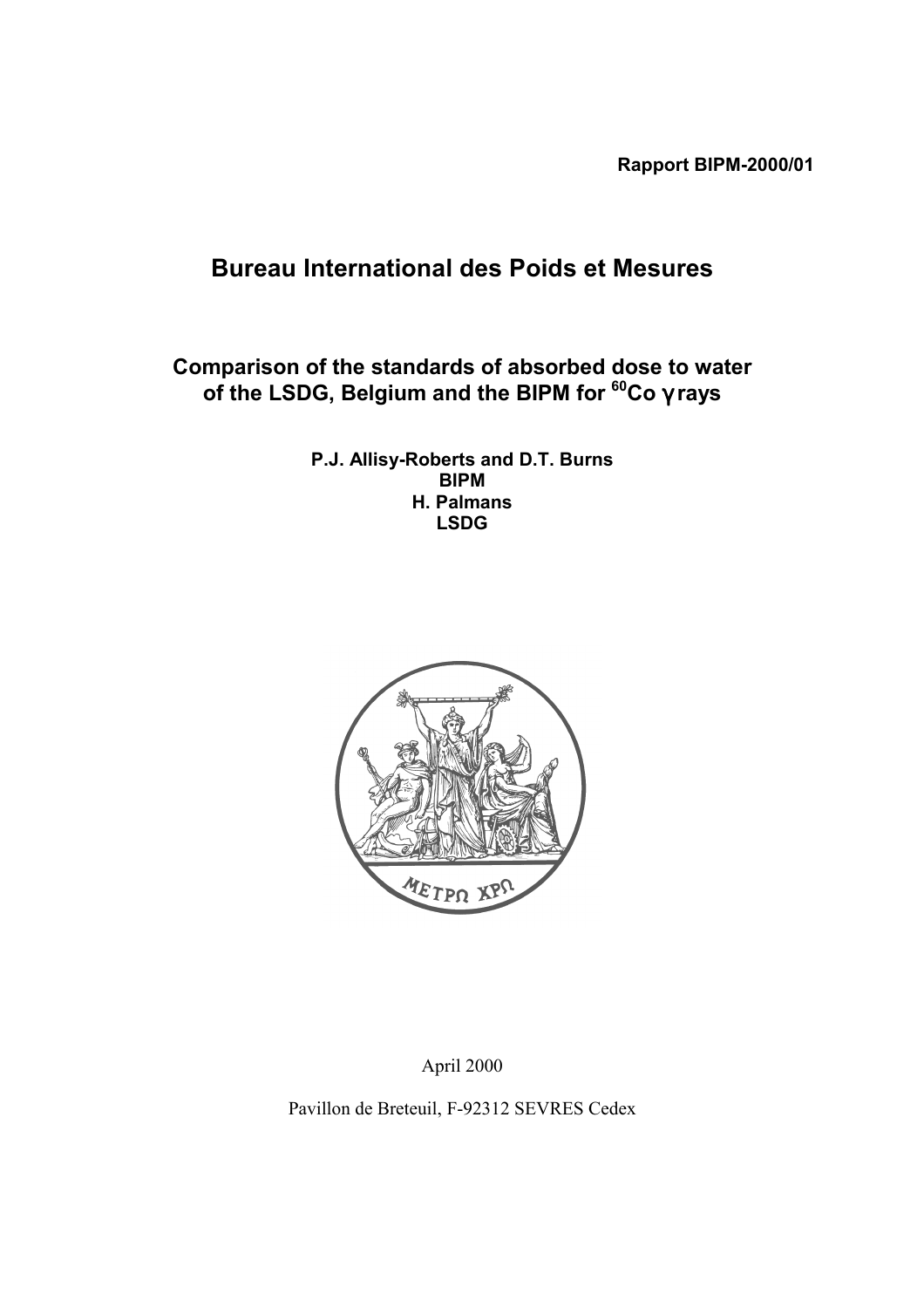**Rapport BIPM-2000/01**

# Bureau International des Poids et Mesures

## Comparison of the standards of absorbed dose to water of the LSDG, Belgium and the BIPM for $^{60}$Co γ rays

**P.J. Allisy-Roberts and D.T. Burns**
**BIPM**
**H. Palmans**
**LSDG**

April 2000

Pavillon de Breteuil, F-92312 SEVRES Cedex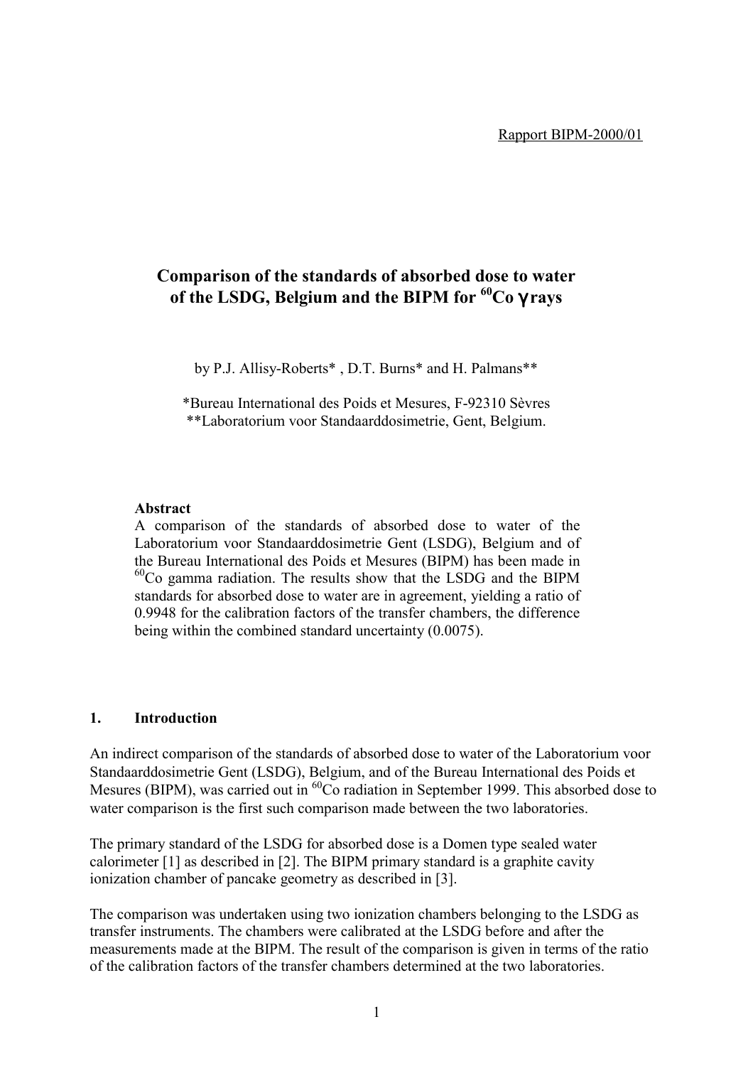Rapport BIPM-2000/01

# Comparison of the standards of absorbed dose to water of the LSDG, Belgium and the BIPM for $^{60}$Co γ rays

by P.J. Allisy-Roberts* , D.T. Burns* and H. Palmans**

*Bureau International des Poids et Mesures, F-92310 Sèvres
**Laboratorium voor Standaarddosimetrie, Gent, Belgium.

**Abstract**

A comparison of the standards of absorbed dose to water of the Laboratorium voor Standaarddosimetrie Gent (LSDG), Belgium and of the Bureau International des Poids et Mesures (BIPM) has been made in $^{60}$Co gamma radiation. The results show that the LSDG and the BIPM standards for absorbed dose to water are in agreement, yielding a ratio of 0.9948 for the calibration factors of the transfer chambers, the difference being within the combined standard uncertainty (0.0075).

## 1. Introduction

An indirect comparison of the standards of absorbed dose to water of the Laboratorium voor Standaarddosimetrie Gent (LSDG), Belgium, and of the Bureau International des Poids et Mesures (BIPM), was carried out in $^{60}$Co radiation in September 1999. This absorbed dose to water comparison is the first such comparison made between the two laboratories.

The primary standard of the LSDG for absorbed dose is a Domen type sealed water calorimeter [1] as described in [2]. The BIPM primary standard is a graphite cavity ionization chamber of pancake geometry as described in [3].

The comparison was undertaken using two ionization chambers belonging to the LSDG as transfer instruments. The chambers were calibrated at the LSDG before and after the measurements made at the BIPM. The result of the comparison is given in terms of the ratio of the calibration factors of the transfer chambers determined at the two laboratories.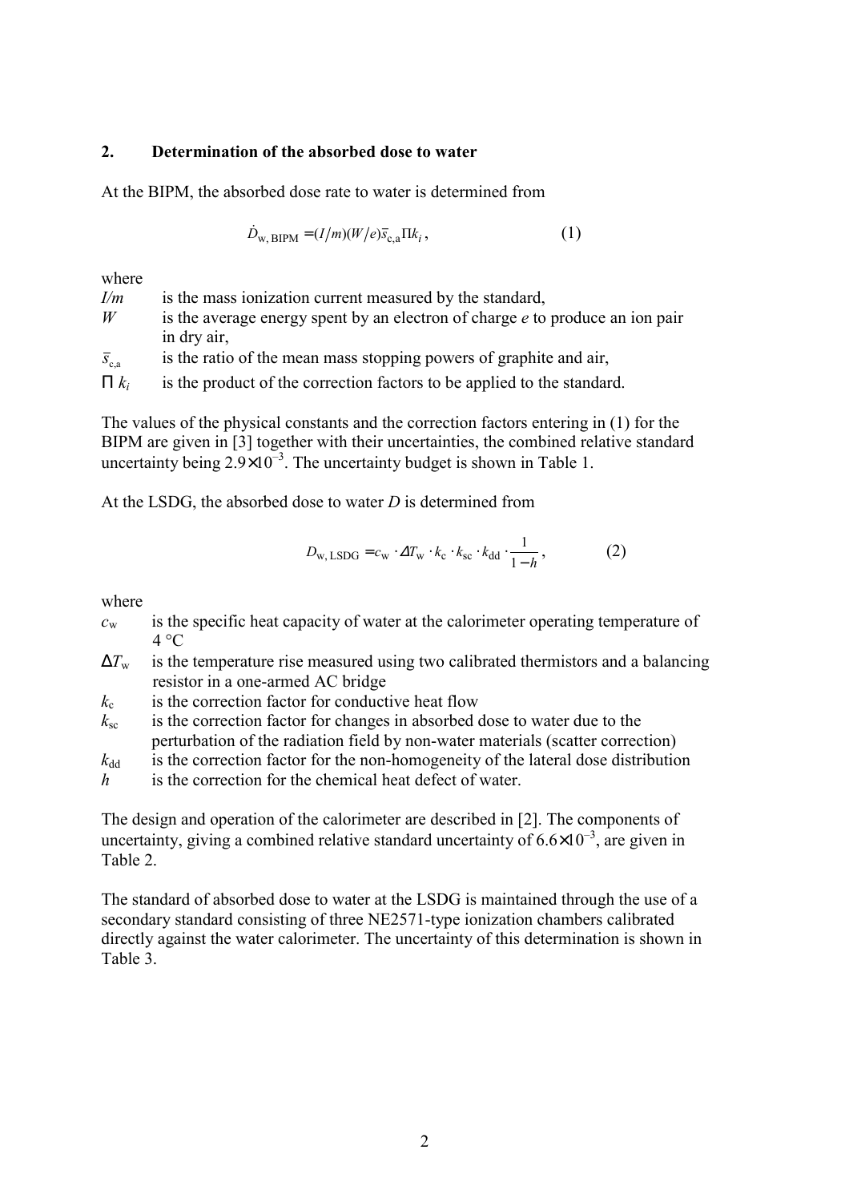## 2. Determination of the absorbed dose to water

At the BIPM, the absorbed dose rate to water is determined from

$$\dot{D}_{\mathrm{w,\,BIPM}} = (I/m)(W/e)\bar{s}_{\mathrm{c,a}}\Pi k_i\,, \qquad (1)$$

where

- $I/m$ is the mass ionization current measured by the standard,
- $W$ is the average energy spent by an electron of charge $e$ to produce an ion pair in dry air,
- $\bar{s}_{\mathrm{c,a}}$ is the ratio of the mean mass stopping powers of graphite and air,
- $\Pi\, k_i$ is the product of the correction factors to be applied to the standard.

The values of the physical constants and the correction factors entering in (1) for the BIPM are given in [3] together with their uncertainties, the combined relative standard uncertainty being $2.9 \times 10^{-3}$. The uncertainty budget is shown in Table 1.

At the LSDG, the absorbed dose to water $D$ is determined from

$$D_{\mathrm{w,\,LSDG}} = c_{\mathrm{w}} \cdot \Delta T_{\mathrm{w}} \cdot k_{\mathrm{c}} \cdot k_{\mathrm{sc}} \cdot k_{\mathrm{dd}} \cdot \frac{1}{1-h}\,, \qquad (2)$$

where

- $c_{\mathrm{w}}$ is the specific heat capacity of water at the calorimeter operating temperature of 4 °C
- $\Delta T_{\mathrm{w}}$ is the temperature rise measured using two calibrated thermistors and a balancing resistor in a one-armed AC bridge
- $k_{\mathrm{c}}$ is the correction factor for conductive heat flow
- $k_{\mathrm{sc}}$ is the correction factor for changes in absorbed dose to water due to the perturbation of the radiation field by non-water materials (scatter correction)
- $k_{\mathrm{dd}}$ is the correction factor for the non-homogeneity of the lateral dose distribution
- $h$ is the correction for the chemical heat defect of water.

The design and operation of the calorimeter are described in [2]. The components of uncertainty, giving a combined relative standard uncertainty of $6.6 \times 10^{-3}$, are given in Table 2.

The standard of absorbed dose to water at the LSDG is maintained through the use of a secondary standard consisting of three NE2571-type ionization chambers calibrated directly against the water calorimeter. The uncertainty of this determination is shown in Table 3.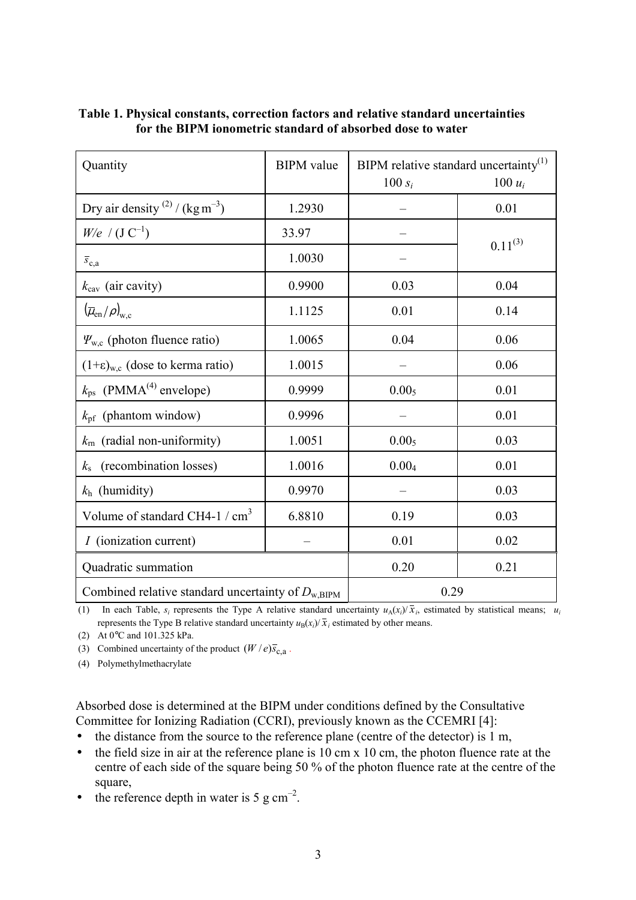**Table 1. Physical constants, correction factors and relative standard uncertainties for the BIPM ionometric standard of absorbed dose to water**

| Quantity | BIPM value | BIPM relative standard uncertainty[(1)] | |
|---|---|---|---|
| | | $100\ s_i$ | $100\ u_i$ |
| Dry air density [(2)] / (kg m$^{-3}$) | 1.2930 | – | 0.01 |
| $W/e$ / (J C$^{-1}$) | 33.97 | – | $0.11^{(3)}$ |
| $\bar{s}_{c,a}$ | 1.0030 | – | |
| $k_{cav}$ (air cavity) | 0.9900 | 0.03 | 0.04 |
| $(\bar{\mu}_{en}/\rho)_{w,c}$ | 1.1125 | 0.01 | 0.14 |
| $\Psi_{w,c}$ (photon fluence ratio) | 1.0065 | 0.04 | 0.06 |
| $(1+\varepsilon)_{w,c}$ (dose to kerma ratio) | 1.0015 | – | 0.06 |
| $k_{ps}$ (PMMA[(4)] envelope) | 0.9999 | $0.00_5$ | 0.01 |
| $k_{pf}$ (phantom window) | 0.9996 | – | 0.01 |
| $k_{rn}$ (radial non-uniformity) | 1.0051 | $0.00_5$ | 0.03 |
| $k_s$ (recombination losses) | 1.0016 | $0.00_4$ | 0.01 |
| $k_h$ (humidity) | 0.9970 | – | 0.03 |
| Volume of standard CH4-1 / cm$^3$ | 6.8810 | 0.19 | 0.03 |
| $I$ (ionization current) | – | 0.01 | 0.02 |
| Quadratic summation | | 0.20 | 0.21 |
| Combined relative standard uncertainty of $D_{w,BIPM}$ | | 0.29 | |

(1) In each Table, $s_i$ represents the Type A relative standard uncertainty $u_A(x_i)/\bar{x}_i$, estimated by statistical means; $u_i$ represents the Type B relative standard uncertainty $u_B(x_i)/\bar{x}_i$ estimated by other means.

(2) At 0°C and 101.325 kPa.

(3) Combined uncertainty of the product $(W/e)\bar{s}_{c,a}$.

(4) Polymethylmethacrylate

Absorbed dose is determined at the BIPM under conditions defined by the Consultative Committee for Ionizing Radiation (CCRI), previously known as the CCEMRI [4]:

- the distance from the source to the reference plane (centre of the detector) is 1 m,
- the field size in air at the reference plane is 10 cm x 10 cm, the photon fluence rate at the centre of each side of the square being 50 % of the photon fluence rate at the centre of the square,
- the reference depth in water is 5 g cm$^{-2}$.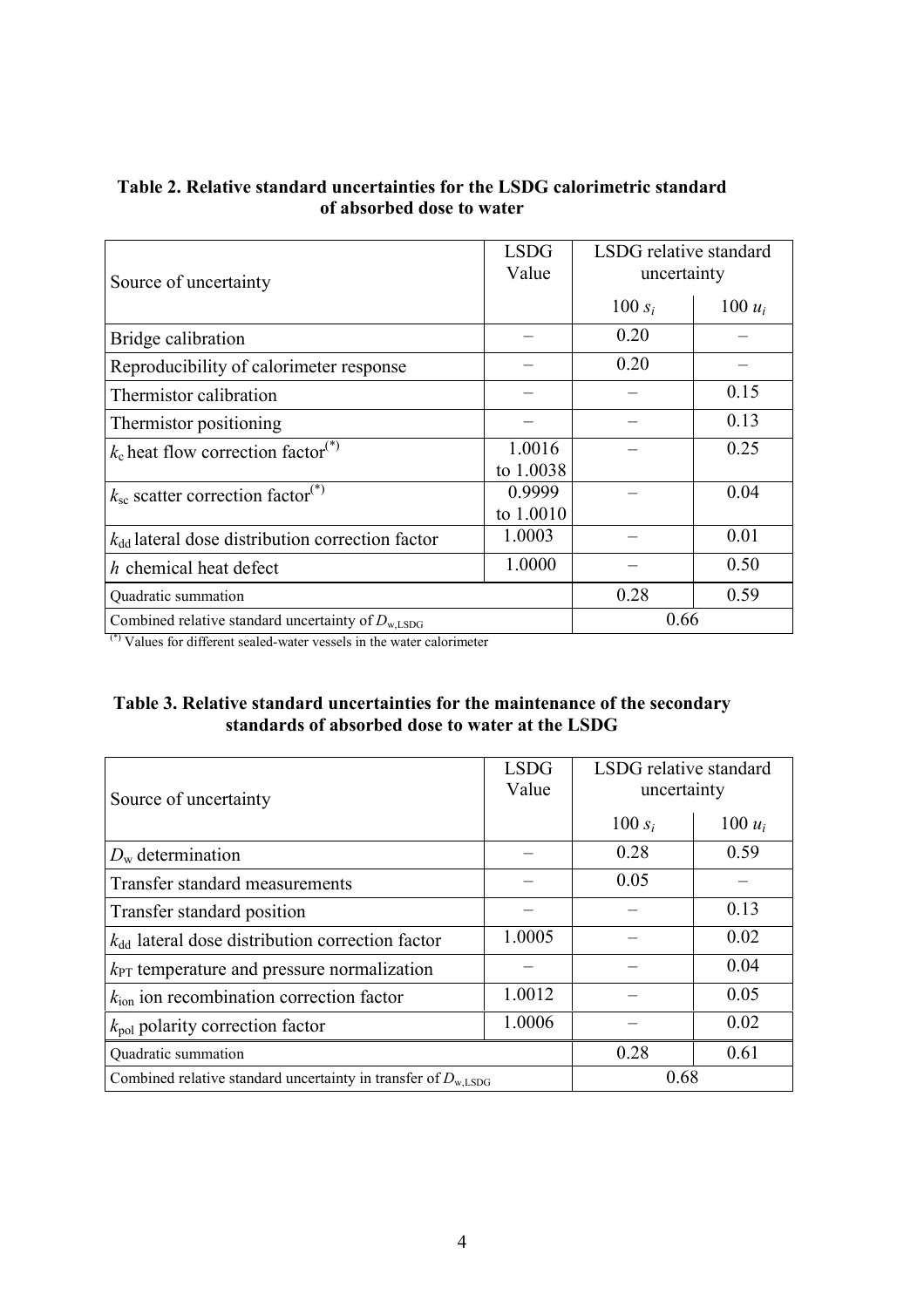**Table 2. Relative standard uncertainties for the LSDG calorimetric standard of absorbed dose to water**

| Source of uncertainty | LSDG Value | LSDG relative standard uncertainty | |
|---|---|---|---|
| | | $100\, s_i$ | $100\, u_i$ |
| Bridge calibration | – | 0.20 | – |
| Reproducibility of calorimeter response | – | 0.20 | – |
| Thermistor calibration | – | – | 0.15 |
| Thermistor positioning | – | – | 0.13 |
| $k_c$ heat flow correction factor(*) | 1.0016 to 1.0038 | – | 0.25 |
| $k_{sc}$ scatter correction factor(*) | 0.9999 to 1.0010 | – | 0.04 |
| $k_{dd}$ lateral dose distribution correction factor | 1.0003 | – | 0.01 |
| $h$ chemical heat defect | 1.0000 | – | 0.50 |
| Quadratic summation | | 0.28 | 0.59 |
| Combined relative standard uncertainty of $D_{w,LSDG}$ | | 0.66 | |

(*) Values for different sealed-water vessels in the water calorimeter

**Table 3. Relative standard uncertainties for the maintenance of the secondary standards of absorbed dose to water at the LSDG**

| Source of uncertainty | LSDG Value | LSDG relative standard uncertainty | |
|---|---|---|---|
| | | $100\, s_i$ | $100\, u_i$ |
| $D_w$ determination | – | 0.28 | 0.59 |
| Transfer standard measurements | – | 0.05 | – |
| Transfer standard position | – | – | 0.13 |
| $k_{dd}$ lateral dose distribution correction factor | 1.0005 | – | 0.02 |
| $k_{PT}$ temperature and pressure normalization | – | – | 0.04 |
| $k_{ion}$ ion recombination correction factor | 1.0012 | – | 0.05 |
| $k_{pol}$ polarity correction factor | 1.0006 | – | 0.02 |
| Quadratic summation | | 0.28 | 0.61 |
| Combined relative standard uncertainty in transfer of $D_{w,LSDG}$ | | 0.68 | |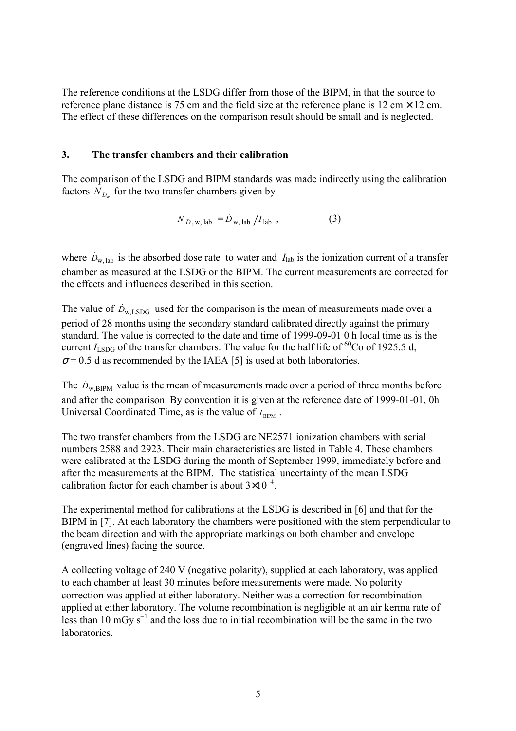The reference conditions at the LSDG differ from those of the BIPM, in that the source to reference plane distance is 75 cm and the field size at the reference plane is 12 cm × 12 cm. The effect of these differences on the comparison result should be small and is neglected.

## 3. The transfer chambers and their calibration

The comparison of the LSDG and BIPM standards was made indirectly using the calibration factors $N_{D_w}$ for the two transfer chambers given by

$$N_{D,\mathrm{w,lab}} = \dot{D}_{\mathrm{w,lab}} / I_{\mathrm{lab}} \,, \qquad (3)$$

where $\dot{D}_{\mathrm{w,lab}}$ is the absorbed dose rate to water and $I_{\mathrm{lab}}$ is the ionization current of a transfer chamber as measured at the LSDG or the BIPM. The current measurements are corrected for the effects and influences described in this section.

The value of $\dot{D}_{\mathrm{w,LSDG}}$ used for the comparison is the mean of measurements made over a period of 28 months using the secondary standard calibrated directly against the primary standard. The value is corrected to the date and time of 1999-09-01 0 h local time as is the current $I_{\mathrm{LSDG}}$ of the transfer chambers. The value for the half life of $^{60}$Co of 1925.5 d, $\sigma$ = 0.5 d as recommended by the IAEA [5] is used at both laboratories.

The $\dot{D}_{\mathrm{w,BIPM}}$ value is the mean of measurements made over a period of three months before and after the comparison. By convention it is given at the reference date of 1999-01-01, 0h Universal Coordinated Time, as is the value of $I_{\mathrm{BIPM}}$.

The two transfer chambers from the LSDG are NE2571 ionization chambers with serial numbers 2588 and 2923. Their main characteristics are listed in Table 4. These chambers were calibrated at the LSDG during the month of September 1999, immediately before and after the measurements at the BIPM. The statistical uncertainty of the mean LSDG calibration factor for each chamber is about $3 \times 10^{-4}$.

The experimental method for calibrations at the LSDG is described in [6] and that for the BIPM in [7]. At each laboratory the chambers were positioned with the stem perpendicular to the beam direction and with the appropriate markings on both chamber and envelope (engraved lines) facing the source.

A collecting voltage of 240 V (negative polarity), supplied at each laboratory, was applied to each chamber at least 30 minutes before measurements were made. No polarity correction was applied at either laboratory. Neither was a correction for recombination applied at either laboratory. The volume recombination is negligible at an air kerma rate of less than 10 mGy s$^{-1}$ and the loss due to initial recombination will be the same in the two laboratories.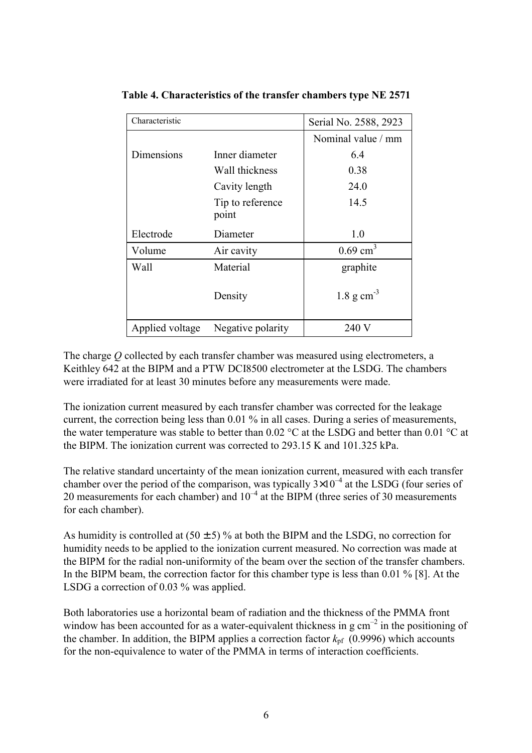**Table 4. Characteristics of the transfer chambers type NE 2571**

| Characteristic | | Serial No. 2588, 2923 |
|---|---|---|
| | | Nominal value / mm |
| Dimensions | Inner diameter | 6.4 |
| | Wall thickness | 0.38 |
| | Cavity length | 24.0 |
| | Tip to reference point | 14.5 |
| Electrode | Diameter | 1.0 |
| Volume | Air cavity | 0.69 $cm^3$ |
| Wall | Material | graphite |
| | Density | 1.8 g $cm^{-3}$ |
| Applied voltage | Negative polarity | 240 V |

The charge $Q$ collected by each transfer chamber was measured using electrometers, a Keithley 642 at the BIPM and a PTW DCI8500 electrometer at the LSDG. The chambers were irradiated for at least 30 minutes before any measurements were made.

The ionization current measured by each transfer chamber was corrected for the leakage current, the correction being less than 0.01 % in all cases. During a series of measurements, the water temperature was stable to better than 0.02 °C at the LSDG and better than 0.01 °C at the BIPM. The ionization current was corrected to 293.15 K and 101.325 kPa.

The relative standard uncertainty of the mean ionization current, measured with each transfer chamber over the period of the comparison, was typically $3 \times 10^{-4}$ at the LSDG (four series of 20 measurements for each chamber) and $10^{-4}$ at the BIPM (three series of 30 measurements for each chamber).

As humidity is controlled at (50 ± 5) % at both the BIPM and the LSDG, no correction for humidity needs to be applied to the ionization current measured. No correction was made at the BIPM for the radial non-uniformity of the beam over the section of the transfer chambers. In the BIPM beam, the correction factor for this chamber type is less than 0.01 % [8]. At the LSDG a correction of 0.03 % was applied.

Both laboratories use a horizontal beam of radiation and the thickness of the PMMA front window has been accounted for as a water-equivalent thickness in g $cm^{-2}$ in the positioning of the chamber. In addition, the BIPM applies a correction factor $k_{pf}$ (0.9996) which accounts for the non-equivalence to water of the PMMA in terms of interaction coefficients.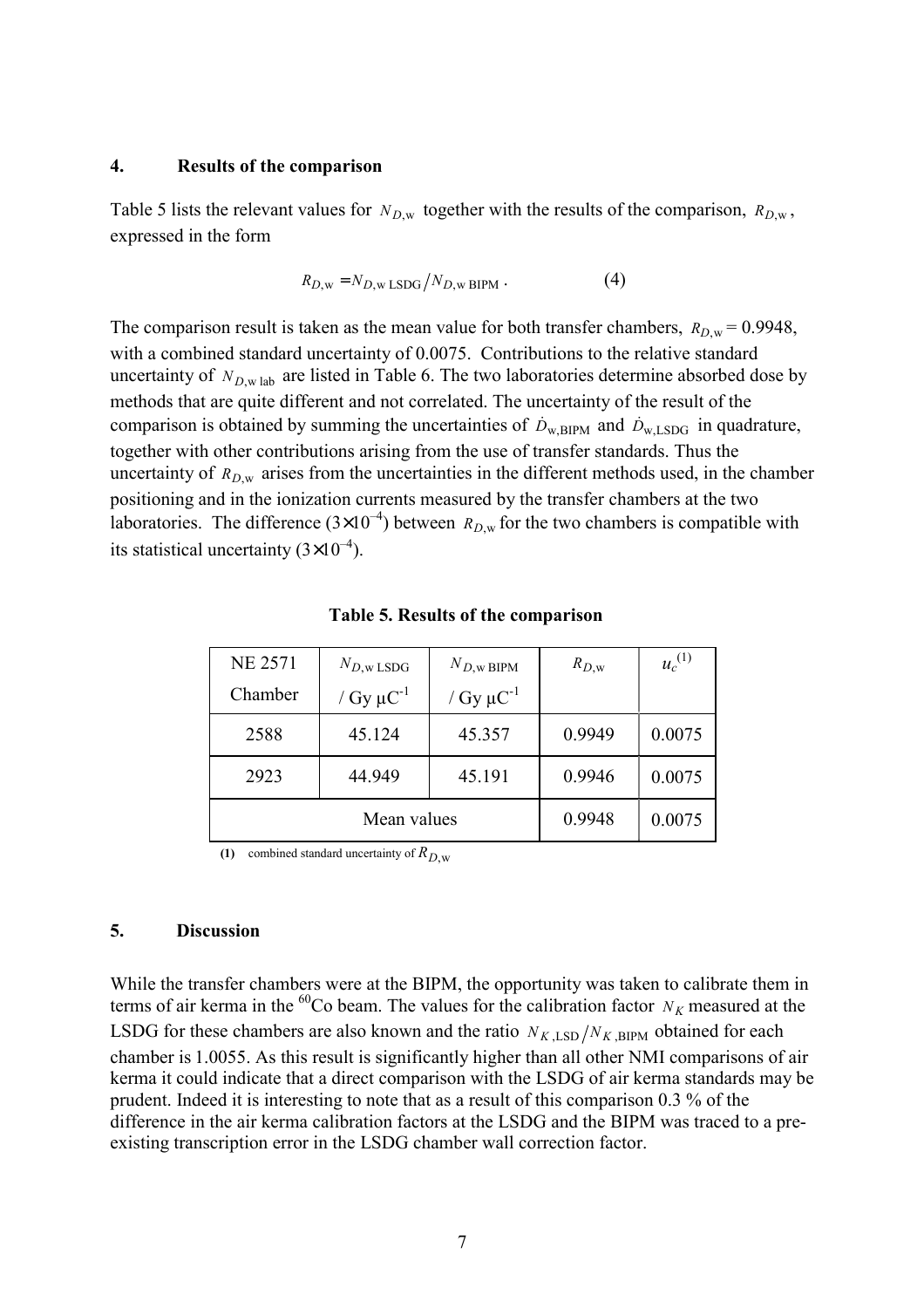## 4. Results of the comparison

Table 5 lists the relevant values for $N_{D,\mathrm{w}}$ together with the results of the comparison, $R_{D,\mathrm{w}}$, expressed in the form

$$R_{D,\mathrm{w}} = N_{D,\mathrm{w\,LSDG}} / N_{D,\mathrm{w\,BIPM}} \,. \qquad (4)$$

The comparison result is taken as the mean value for both transfer chambers, $R_{D,\mathrm{w}} = 0.9948$, with a combined standard uncertainty of 0.0075. Contributions to the relative standard uncertainty of $N_{D,\mathrm{w\,lab}}$ are listed in Table 6. The two laboratories determine absorbed dose by methods that are quite different and not correlated. The uncertainty of the result of the comparison is obtained by summing the uncertainties of $\dot{D}_{\mathrm{w,BIPM}}$ and $\dot{D}_{\mathrm{w,LSDG}}$ in quadrature, together with other contributions arising from the use of transfer standards. Thus the uncertainty of $R_{D,\mathrm{w}}$ arises from the uncertainties in the different methods used, in the chamber positioning and in the ionization currents measured by the transfer chambers at the two laboratories. The difference ($3\times10^{-4}$) between $R_{D,\mathrm{w}}$ for the two chambers is compatible with its statistical uncertainty ($3\times10^{-4}$).

**Table 5. Results of the comparison**

| NE 2571 Chamber | $N_{D,\mathrm{w\,LSDG}}$ / Gy μC$^{-1}$ | $N_{D,\mathrm{w\,BIPM}}$ / Gy μC$^{-1}$ | $R_{D,\mathrm{w}}$ | $u_c$ (1) |
|---|---|---|---|---|
| 2588 | 45.124 | 45.357 | 0.9949 | 0.0075 |
| 2923 | 44.949 | 45.191 | 0.9946 | 0.0075 |
| Mean values | | | 0.9948 | 0.0075 |

**(1)** combined standard uncertainty of $R_{D,\mathrm{w}}$

## 5. Discussion

While the transfer chambers were at the BIPM, the opportunity was taken to calibrate them in terms of air kerma in the $^{60}$Co beam. The values for the calibration factor $N_K$ measured at the LSDG for these chambers are also known and the ratio $N_{K,\mathrm{LSD}} / N_{K,\mathrm{BIPM}}$ obtained for each chamber is 1.0055. As this result is significantly higher than all other NMI comparisons of air kerma it could indicate that a direct comparison with the LSDG of air kerma standards may be prudent. Indeed it is interesting to note that as a result of this comparison 0.3 % of the difference in the air kerma calibration factors at the LSDG and the BIPM was traced to a pre-existing transcription error in the LSDG chamber wall correction factor.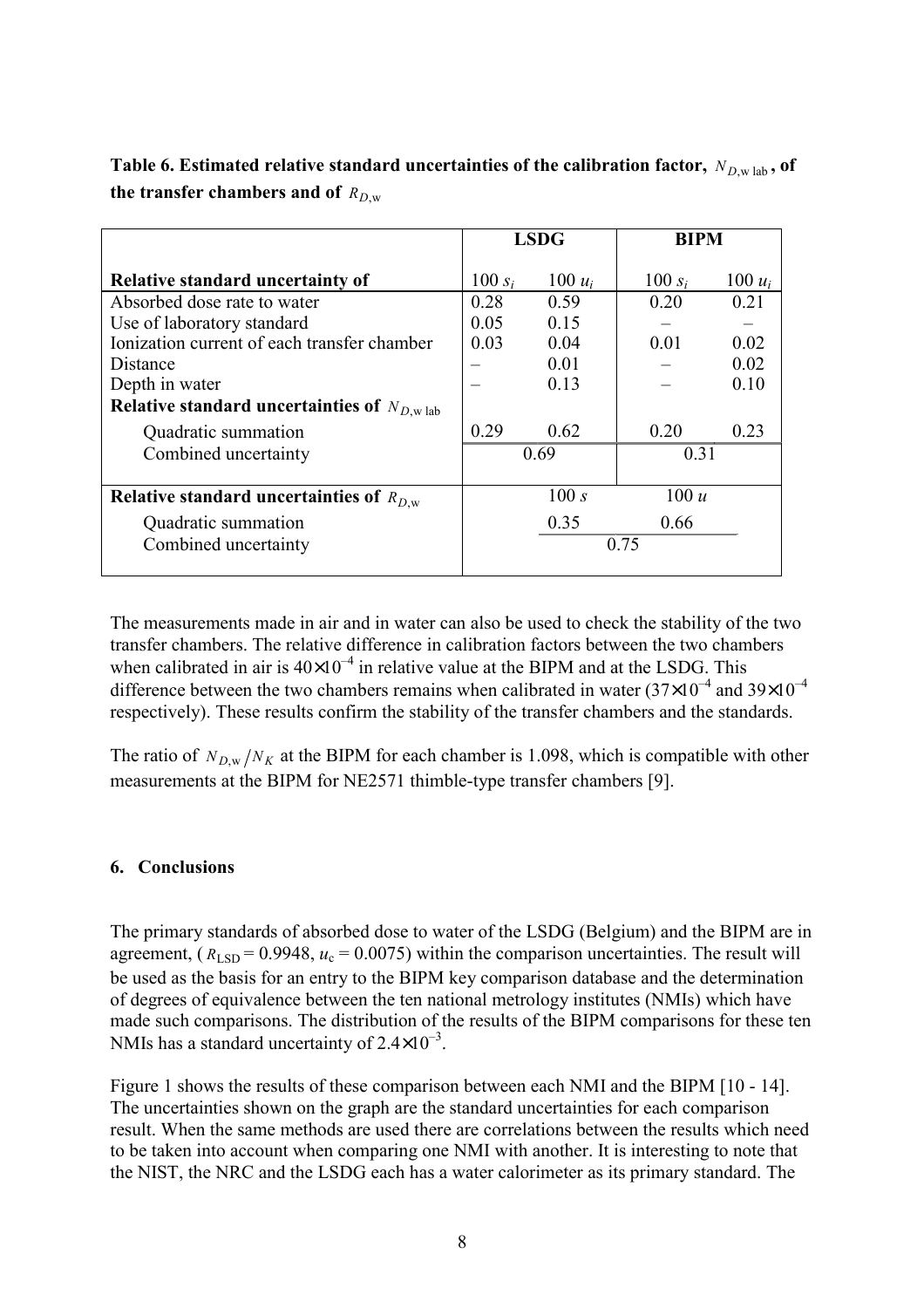**Table 6. Estimated relative standard uncertainties of the calibration factor, $N_{D,\text{w lab}}$, of the transfer chambers and of $R_{D,\text{w}}$**

| | LSDG | | BIPM | |
|---|---|---|---|---|
| **Relative standard uncertainty of** | $100\ s_i$ | $100\ u_i$ | $100\ s_i$ | $100\ u_i$ |
| Absorbed dose rate to water | 0.28 | 0.59 | 0.20 | 0.21 |
| Use of laboratory standard | 0.05 | 0.15 | – | – |
| Ionization current of each transfer chamber | 0.03 | 0.04 | 0.01 | 0.02 |
| Distance | – | 0.01 | – | 0.02 |
| Depth in water | – | 0.13 | – | 0.10 |
| **Relative standard uncertainties of $N_{D,\text{w lab}}$** | | | | |
| Quadratic summation | 0.29 | 0.62 | 0.20 | 0.23 |
| Combined uncertainty | 0.69 | | 0.31 | |
| **Relative standard uncertainties of $R_{D,\text{w}}$** | $100\ s$ | | $100\ u$ | |
| Quadratic summation | 0.35 | | 0.66 | |
| Combined uncertainty | 0.75 | | | |

The measurements made in air and in water can also be used to check the stability of the two transfer chambers. The relative difference in calibration factors between the two chambers when calibrated in air is $40\times10^{-4}$ in relative value at the BIPM and at the LSDG. This difference between the two chambers remains when calibrated in water ($37\times10^{-4}$ and $39\times10^{-4}$ respectively). These results confirm the stability of the transfer chambers and the standards.

The ratio of $N_{D,\text{w}}/N_K$ at the BIPM for each chamber is 1.098, which is compatible with other measurements at the BIPM for NE2571 thimble-type transfer chambers [9].

## 6. Conclusions

The primary standards of absorbed dose to water of the LSDG (Belgium) and the BIPM are in agreement, ($R_{\text{LSD}} = 0.9948$, $u_c = 0.0075$) within the comparison uncertainties. The result will be used as the basis for an entry to the BIPM key comparison database and the determination of degrees of equivalence between the ten national metrology institutes (NMIs) which have made such comparisons. The distribution of the results of the BIPM comparisons for these ten NMIs has a standard uncertainty of $2.4\times10^{-3}$.

Figure 1 shows the results of these comparison between each NMI and the BIPM [10 - 14]. The uncertainties shown on the graph are the standard uncertainties for each comparison result. When the same methods are used there are correlations between the results which need to be taken into account when comparing one NMI with another. It is interesting to note that the NIST, the NRC and the LSDG each has a water calorimeter as its primary standard. The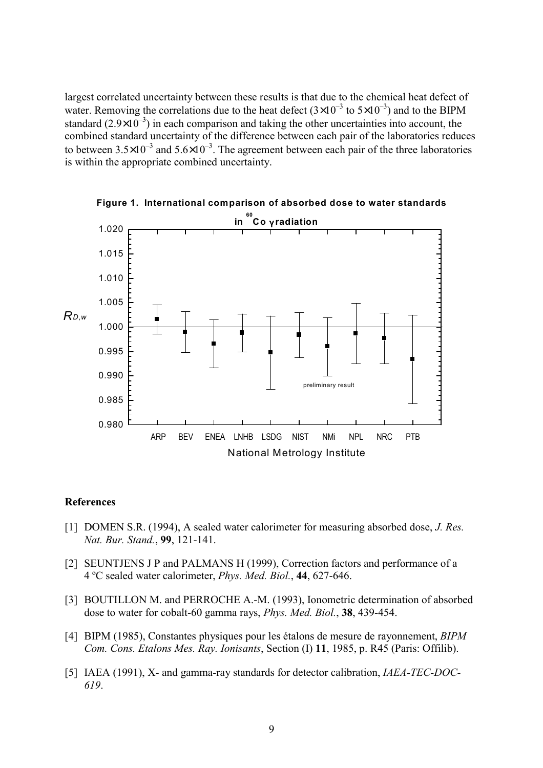largest correlated uncertainty between these results is that due to the chemical heat defect of water. Removing the correlations due to the heat defect ($3 \times 10^{-3}$ to $5 \times 10^{-3}$) and to the BIPM standard ($2.9 \times 10^{-3}$) in each comparison and taking the other uncertainties into account, the combined standard uncertainty of the difference between each pair of the laboratories reduces to between $3.5 \times 10^{-3}$ and $5.6 \times 10^{-3}$. The agreement between each pair of the three laboratories is within the appropriate combined uncertainty.

**Figure 1. International comparison of absorbed dose to water standards in $^{60}$Co γ radiation**

## References

[1] DOMEN S.R. (1994), A sealed water calorimeter for measuring absorbed dose, *J. Res. Nat. Bur. Stand.*, **99**, 121-141.

[2] SEUNTJENS J P and PALMANS H (1999), Correction factors and performance of a 4 ºC sealed water calorimeter, *Phys. Med. Biol.*, **44**, 627-646.

[3] BOUTILLON M. and PERROCHE A.-M. (1993), Ionometric determination of absorbed dose to water for cobalt-60 gamma rays, *Phys. Med. Biol.*, **38**, 439-454.

[4] BIPM (1985), Constantes physiques pour les étalons de mesure de rayonnement, *BIPM Com. Cons. Etalons Mes. Ray. Ionisants*, Section (I) **11**, 1985, p. R45 (Paris: Offilib).

[5] IAEA (1991), X- and gamma-ray standards for detector calibration, *IAEA-TEC-DOC-619*.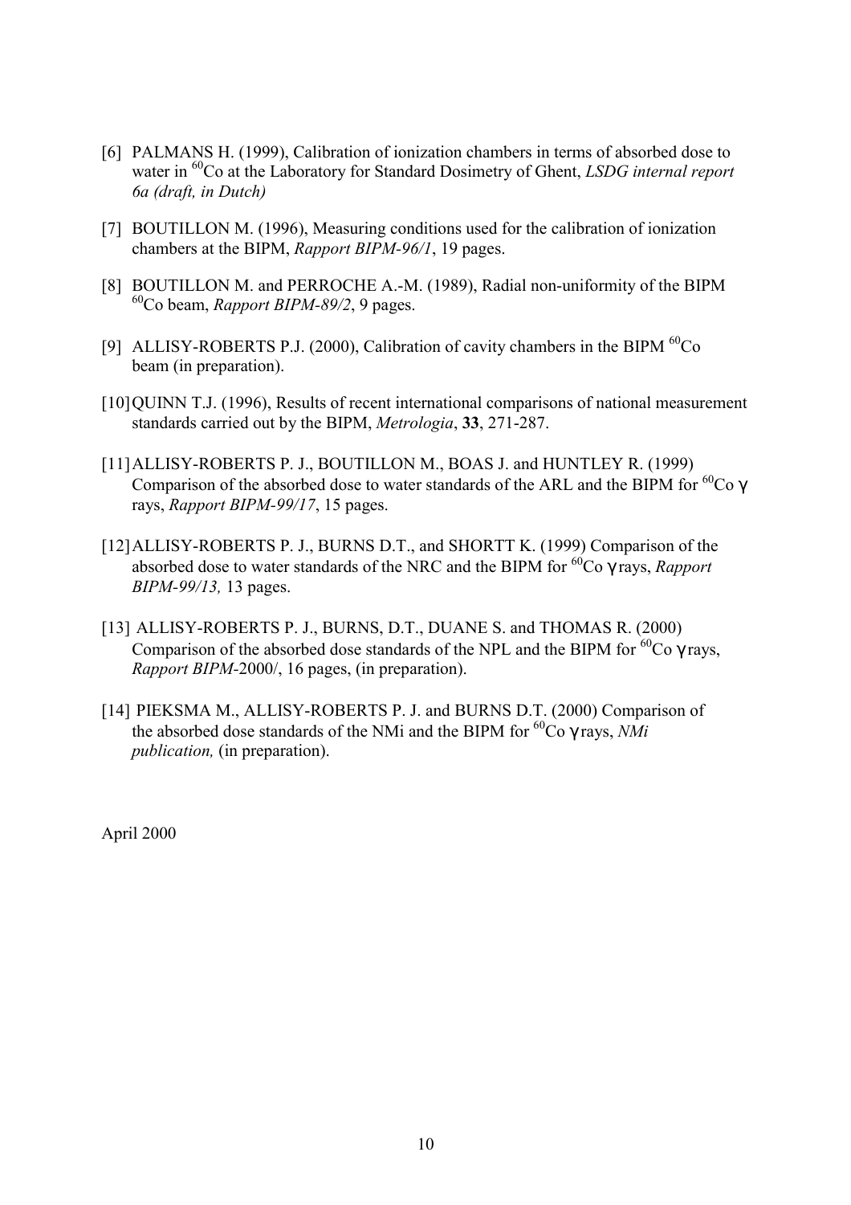[6] PALMANS H. (1999), Calibration of ionization chambers in terms of absorbed dose to water in $^{60}$Co at the Laboratory for Standard Dosimetry of Ghent, *LSDG internal report 6a (draft, in Dutch)*

[7] BOUTILLON M. (1996), Measuring conditions used for the calibration of ionization chambers at the BIPM, *Rapport BIPM-96/1*, 19 pages.

[8] BOUTILLON M. and PERROCHE A.-M. (1989), Radial non-uniformity of the BIPM $^{60}$Co beam, *Rapport BIPM-89/2*, 9 pages.

[9] ALLISY-ROBERTS P.J. (2000), Calibration of cavity chambers in the BIPM $^{60}$Co beam (in preparation).

[10] QUINN T.J. (1996), Results of recent international comparisons of national measurement standards carried out by the BIPM, *Metrologia*, **33**, 271-287.

[11] ALLISY-ROBERTS P. J., BOUTILLON M., BOAS J. and HUNTLEY R. (1999) Comparison of the absorbed dose to water standards of the ARL and the BIPM for $^{60}$Co $\gamma$ rays, *Rapport BIPM-99/17*, 15 pages.

[12] ALLISY-ROBERTS P. J., BURNS D.T., and SHORTT K. (1999) Comparison of the absorbed dose to water standards of the NRC and the BIPM for $^{60}$Co $\gamma$ rays, *Rapport BIPM-99/13,* 13 pages.

[13] ALLISY-ROBERTS P. J., BURNS, D.T., DUANE S. and THOMAS R. (2000) Comparison of the absorbed dose standards of the NPL and the BIPM for $^{60}$Co $\gamma$ rays, *Rapport BIPM*-2000/, 16 pages, (in preparation).

[14] PIEKSMA M., ALLISY-ROBERTS P. J. and BURNS D.T. (2000) Comparison of the absorbed dose standards of the NMi and the BIPM for $^{60}$Co $\gamma$ rays, *NMi publication,* (in preparation).

April 2000